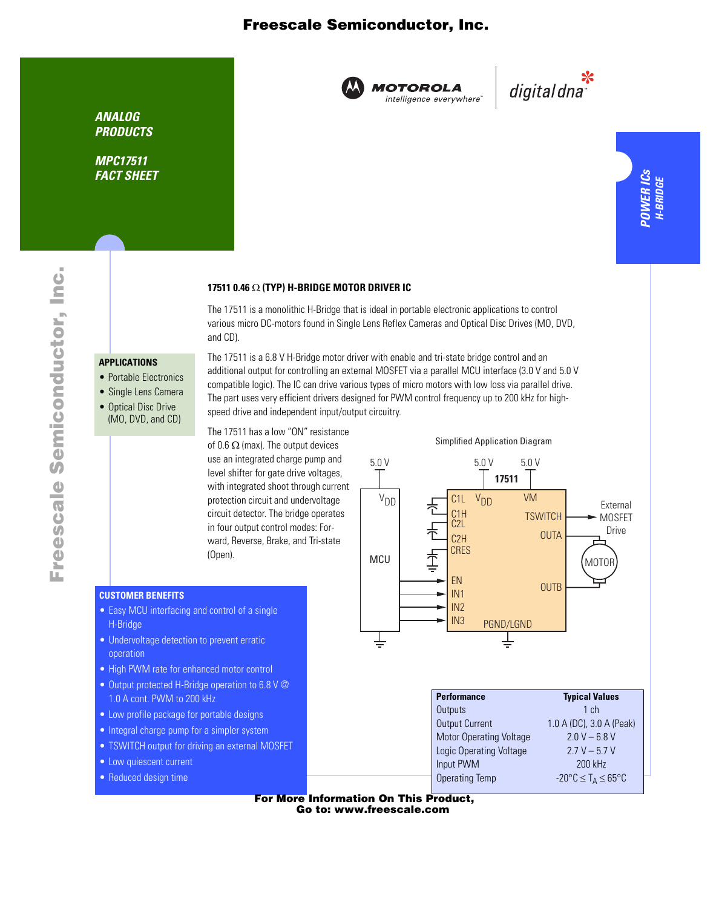# Freescale Semiconductor, Inc.

MOTOROLA
intelligence everywhere™

digital dna™

***ANALOG PRODUCTS***

***MPC17511 FACT SHEET***

***POWER ICs***
***H-BRIDGE***

## 17511 0.46 Ω (TYP) H-BRIDGE MOTOR DRIVER IC

The 17511 is a monolithic H-Bridge that is ideal in portable electronic applications to control various micro DC-motors found in Single Lens Reflex Cameras and Optical Disc Drives (MO, DVD, and CD).

The 17511 is a 6.8 V H-Bridge motor driver with enable and tri-state bridge control and an additional output for controlling an external MOSFET via a parallel MCU interface (3.0 V and 5.0 V compatible logic). The IC can drive various types of micro motors with low loss via parallel drive. The part uses very efficient drivers designed for PWM control frequency up to 200 kHz for high-speed drive and independent input/output circuitry.

The 17511 has a low "ON" resistance of 0.6 Ω (max). The output devices use an integrated charge pump and level shifter for gate drive voltages, with integrated shoot through current protection circuit and undervoltage circuit detector. The bridge operates in four output control modes: Forward, Reverse, Brake, and Tri-state (Open).

### APPLICATIONS

- Portable Electronics
- Single Lens Camera
- Optical Disc Drive (MO, DVD, and CD)

Simplified Application Diagram

### CUSTOMER BENEFITS

- Easy MCU interfacing and control of a single H-Bridge
- Undervoltage detection to prevent erratic operation
- High PWM rate for enhanced motor control
- Output protected H-Bridge operation to 6.8 V @ 1.0 A cont. PWM to 200 kHz
- Low profile package for portable designs
- Integral charge pump for a simpler system
- TSWITCH output for driving an external MOSFET
- Low quiescent current
- Reduced design time

| Performance | Typical Values |
|---|---|
| Outputs | 1 ch |
| Output Current | 1.0 A (DC), 3.0 A (Peak) |
| Motor Operating Voltage | 2.0 V – 6.8 V |
| Logic Operating Voltage | 2.7 V – 5.7 V |
| Input PWM | 200 kHz |
| Operating Temp | -20°C ≤ $T_A$ ≤ 65°C |

**For More Information On This Product, Go to: www.freescale.com**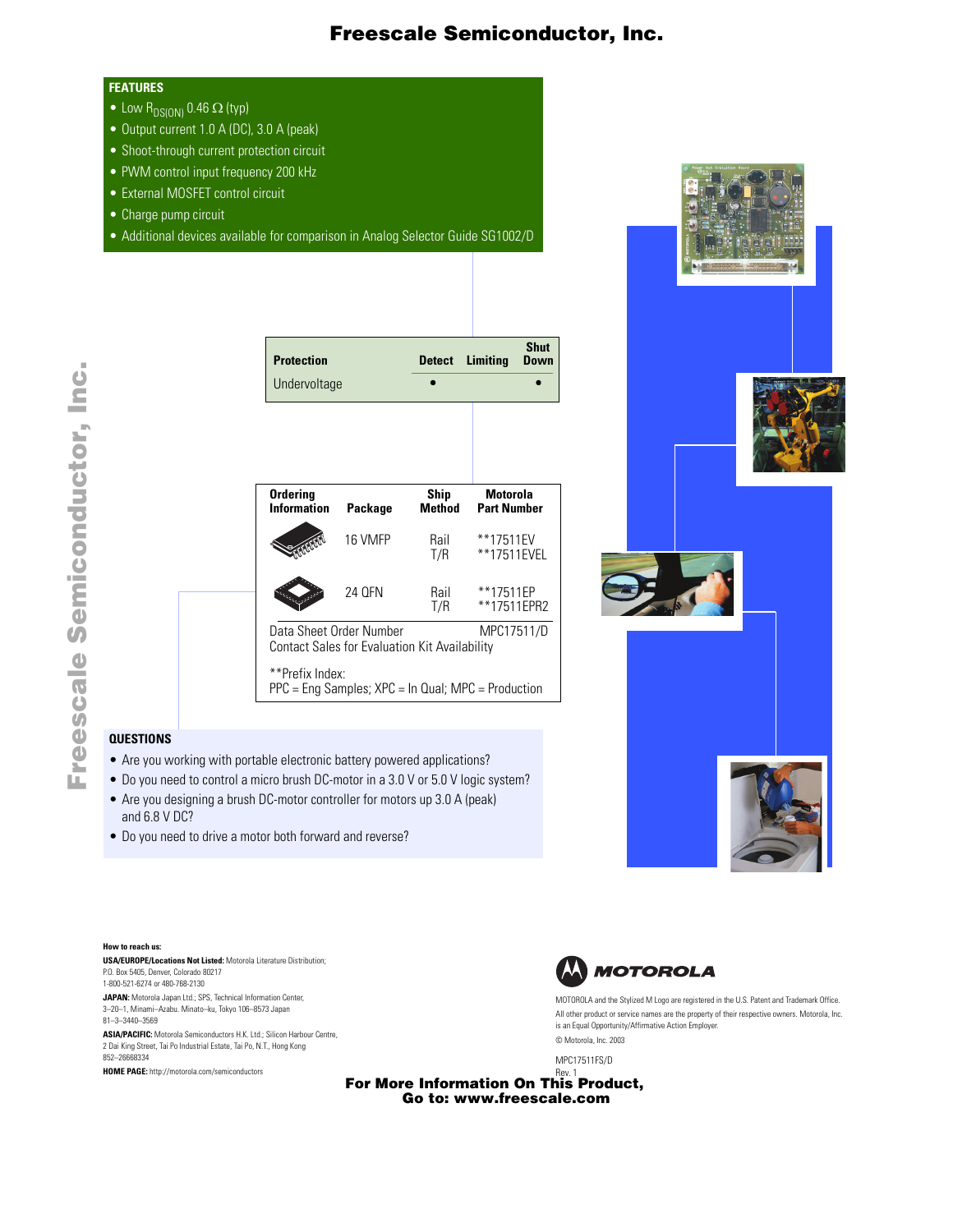## FEATURES

- Low $R_{DS(ON)}$ 0.46 Ω (typ)
- Output current 1.0 A (DC), 3.0 A (peak)
- Shoot-through current protection circuit
- PWM control input frequency 200 kHz
- External MOSFET control circuit
- Charge pump circuit
- Additional devices available for comparison in Analog Selector Guide SG1002/D

| Protection | Detect | Limiting | Shut Down |
|---|---|---|---|
| Undervoltage | • | | • |

| Ordering Information | Package | Ship Method | Motorola Part Number |
|---|---|---|---|
| | 16 VMFP | Rail<br>T/R | **17511EV<br>**17511EVEL |
| | 24 QFN | Rail<br>T/R | **17511EP<br>**17511EPR2 |

Data Sheet Order Number MPC17511/D

Contact Sales for Evaluation Kit Availability

**Prefix Index:
PPC = Eng Samples; XPC = In Qual; MPC = Production

## QUESTIONS

- Are you working with portable electronic battery powered applications?
- Do you need to control a micro brush DC-motor in a 3.0 V or 5.0 V logic system?
- Are you designing a brush DC-motor controller for motors up 3.0 A (peak) and 6.8 V DC?
- Do you need to drive a motor both forward and reverse?

**How to reach us:**

**USA/EUROPE/Locations Not Listed:** Motorola Literature Distribution; P.O. Box 5405, Denver, Colorado 80217
1-800-521-6274 or 480-768-2130

**JAPAN:** Motorola Japan Ltd.; SPS, Technical Information Center, 3–20–1, Minami–Azabu. Minato–ku, Tokyo 106–8573 Japan
81–3–3440–3569

**ASIA/PACIFIC:** Motorola Semiconductors H.K. Ltd.; Silicon Harbour Centre, 2 Dai King Street, Tai Po Industrial Estate, Tai Po, N.T., Hong Kong
852–26668334

**HOME PAGE:** http://motorola.com/semiconductors

MOTOROLA

MOTOROLA and the Stylized M Logo are registered in the U.S. Patent and Trademark Office. All other product or service names are the property of their respective owners. Motorola, Inc. is an Equal Opportunity/Affirmative Action Employer.

© Motorola, Inc. 2003

MPC17511FS/D
Rev. 1

**For More Information On This Product, Go to: www.freescale.com**